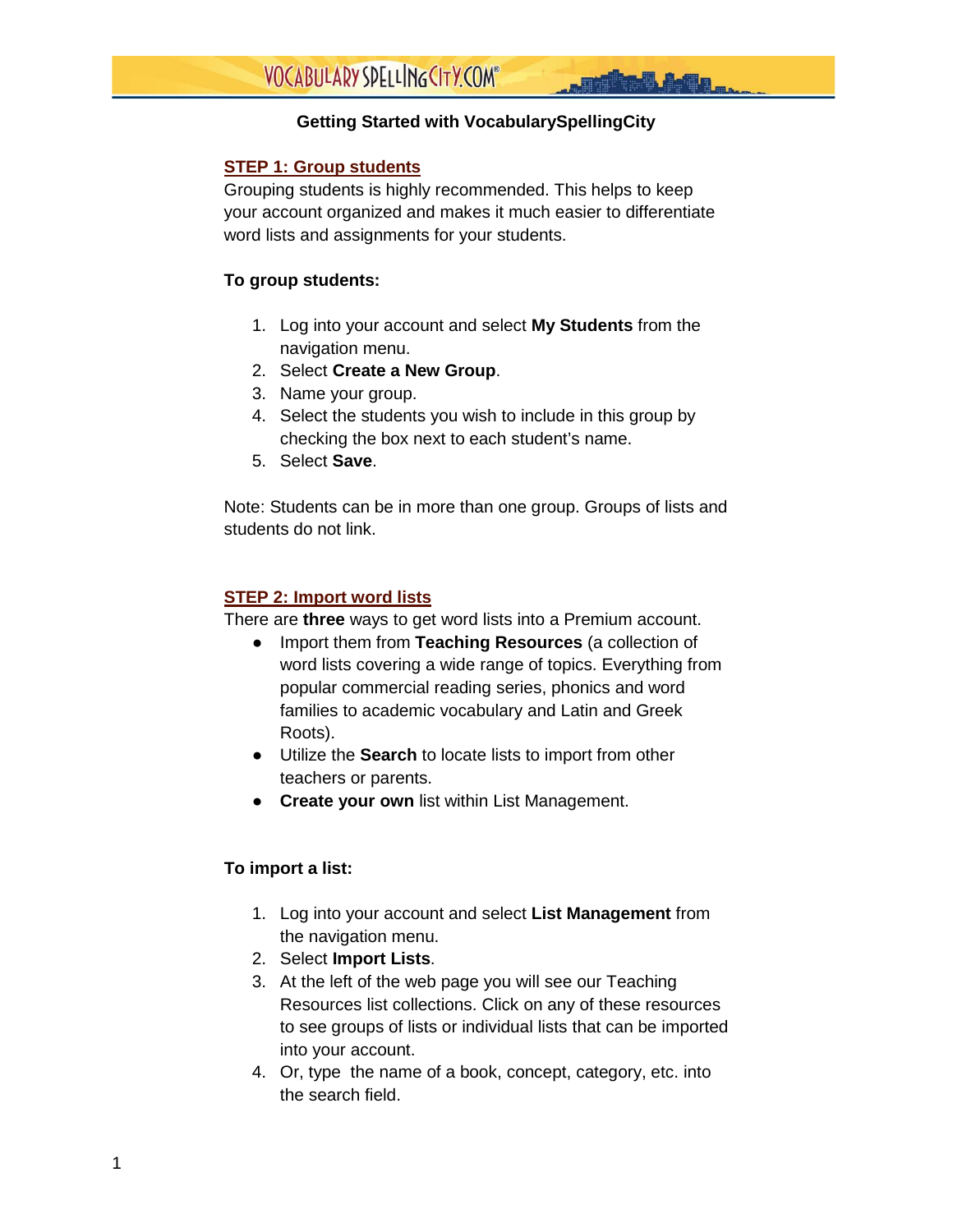# Getting Started with VocabularySpellingCity

## STEP 1: Group students

Grouping students is highly recommended. This helps to keep your account organized and makes it much easier to differentiate word lists and assignments for your students.

**To group students:**

1. Log into your account and select **My Students** from the navigation menu.
2. Select **Create a New Group**.
3. Name your group.
4. Select the students you wish to include in this group by checking the box next to each student's name.
5. Select **Save**.

Note: Students can be in more than one group. Groups of lists and students do not link.

## STEP 2: Import word lists

There are **three** ways to get word lists into a Premium account.

- Import them from **Teaching Resources** (a collection of word lists covering a wide range of topics. Everything from popular commercial reading series, phonics and word families to academic vocabulary and Latin and Greek Roots).
- Utilize the **Search** to locate lists to import from other teachers or parents.
- **Create your own** list within List Management.

**To import a list:**

1. Log into your account and select **List Management** from the navigation menu.
2. Select **Import Lists**.
3. At the left of the web page you will see our Teaching Resources list collections. Click on any of these resources to see groups of lists or individual lists that can be imported into your account.
4. Or, type the name of a book, concept, category, etc. into the search field.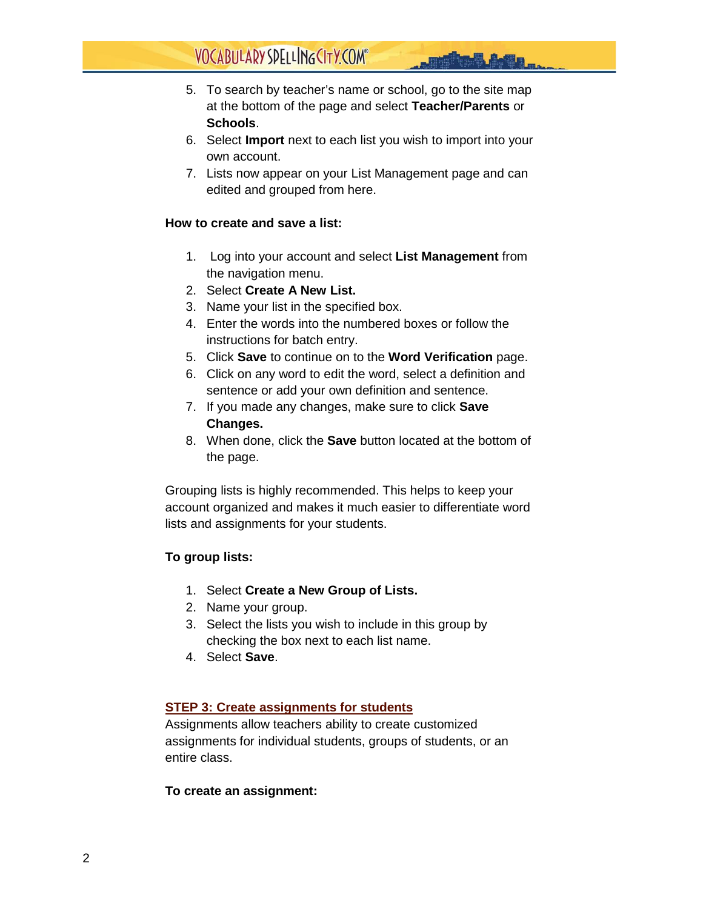5. To search by teacher's name or school, go to the site map at the bottom of the page and select **Teacher/Parents** or **Schools**.
6. Select **Import** next to each list you wish to import into your own account.
7. Lists now appear on your List Management page and can edited and grouped from here.

**How to create and save a list:**

1. Log into your account and select **List Management** from the navigation menu.
2. Select **Create A New List.**
3. Name your list in the specified box.
4. Enter the words into the numbered boxes or follow the instructions for batch entry.
5. Click **Save** to continue on to the **Word Verification** page.
6. Click on any word to edit the word, select a definition and sentence or add your own definition and sentence.
7. If you made any changes, make sure to click **Save Changes.**
8. When done, click the **Save** button located at the bottom of the page.

Grouping lists is highly recommended. This helps to keep your account organized and makes it much easier to differentiate word lists and assignments for your students.

**To group lists:**

1. Select **Create a New Group of Lists.**
2. Name your group.
3. Select the lists you wish to include in this group by checking the box next to each list name.
4. Select **Save**.

## STEP 3: Create assignments for students

Assignments allow teachers ability to create customized assignments for individual students, groups of students, or an entire class.

**To create an assignment:**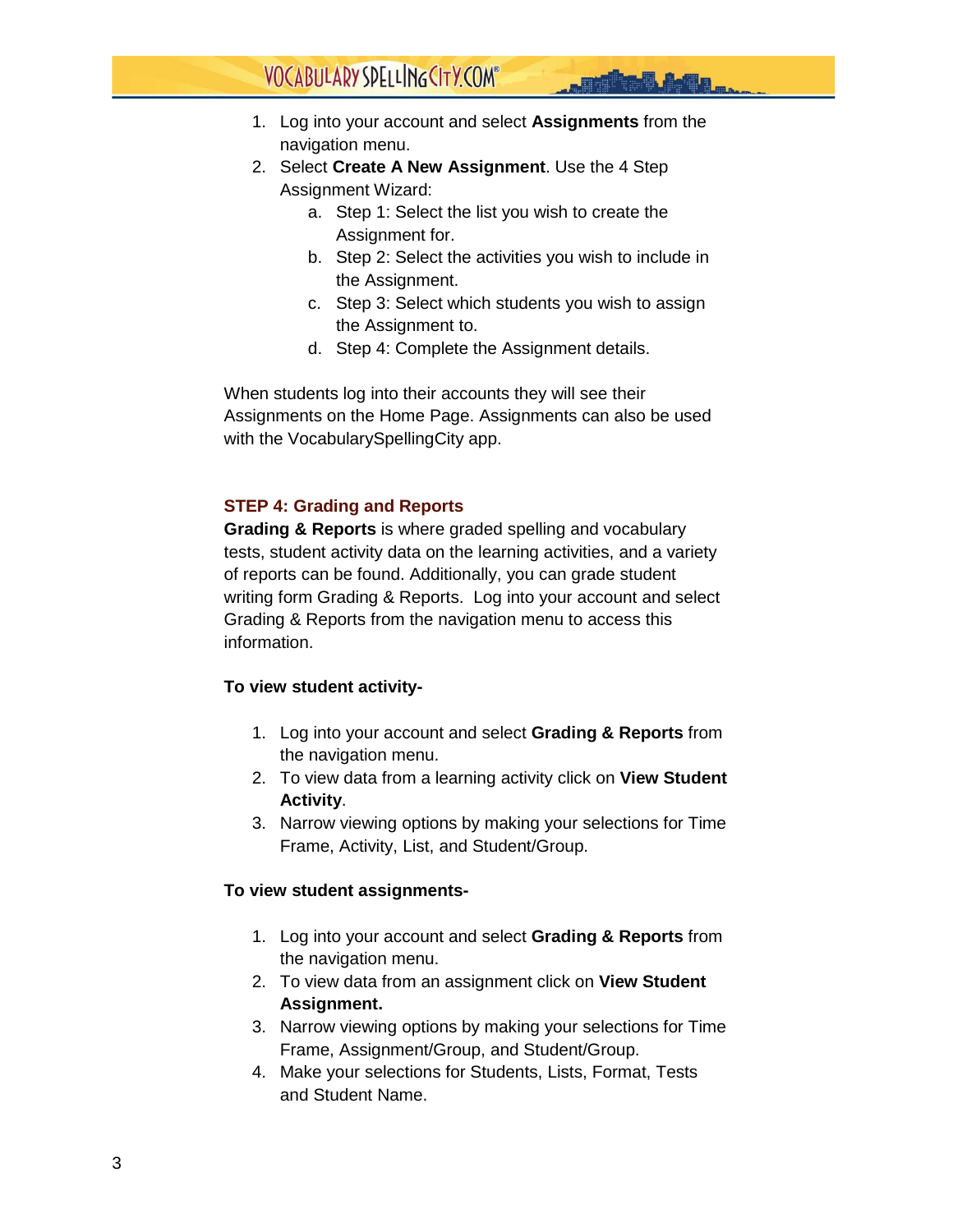1. Log into your account and select **Assignments** from the navigation menu.
2. Select **Create A New Assignment**. Use the 4 Step Assignment Wizard:
    a. Step 1: Select the list you wish to create the Assignment for.
    b. Step 2: Select the activities you wish to include in the Assignment.
    c. Step 3: Select which students you wish to assign the Assignment to.
    d. Step 4: Complete the Assignment details.

When students log into their accounts they will see their Assignments on the Home Page. Assignments can also be used with the VocabularySpellingCity app.

### STEP 4: Grading and Reports

**Grading & Reports** is where graded spelling and vocabulary tests, student activity data on the learning activities, and a variety of reports can be found. Additionally, you can grade student writing form Grading & Reports. Log into your account and select Grading & Reports from the navigation menu to access this information.

**To view student activity-**

1. Log into your account and select **Grading & Reports** from the navigation menu.
2. To view data from a learning activity click on **View Student Activity**.
3. Narrow viewing options by making your selections for Time Frame, Activity, List, and Student/Group.

**To view student assignments-**

1. Log into your account and select **Grading & Reports** from the navigation menu.
2. To view data from an assignment click on **View Student Assignment.**
3. Narrow viewing options by making your selections for Time Frame, Assignment/Group, and Student/Group.
4. Make your selections for Students, Lists, Format, Tests and Student Name.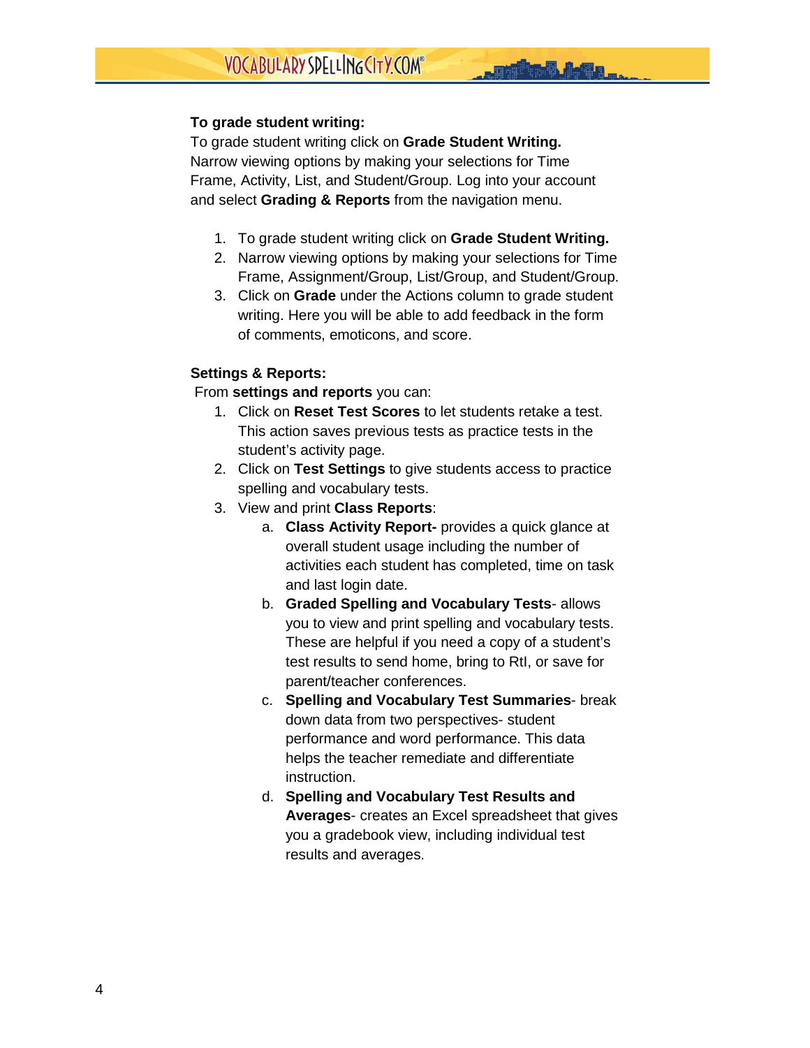**To grade student writing:**

To grade student writing click on **Grade Student Writing.** Narrow viewing options by making your selections for Time Frame, Activity, List, and Student/Group. Log into your account and select **Grading & Reports** from the navigation menu.

1. To grade student writing click on **Grade Student Writing.**
2. Narrow viewing options by making your selections for Time Frame, Assignment/Group, List/Group, and Student/Group.
3. Click on **Grade** under the Actions column to grade student writing. Here you will be able to add feedback in the form of comments, emoticons, and score.

**Settings & Reports:**

From **settings and reports** you can:

1. Click on **Reset Test Scores** to let students retake a test. This action saves previous tests as practice tests in the student's activity page.
2. Click on **Test Settings** to give students access to practice spelling and vocabulary tests.
3. View and print **Class Reports**:
   a. **Class Activity Report-** provides a quick glance at overall student usage including the number of activities each student has completed, time on task and last login date.
   b. **Graded Spelling and Vocabulary Tests**- allows you to view and print spelling and vocabulary tests. These are helpful if you need a copy of a student's test results to send home, bring to RtI, or save for parent/teacher conferences.
   c. **Spelling and Vocabulary Test Summaries**- break down data from two perspectives- student performance and word performance. This data helps the teacher remediate and differentiate instruction.
   d. **Spelling and Vocabulary Test Results and Averages**- creates an Excel spreadsheet that gives you a gradebook view, including individual test results and averages.